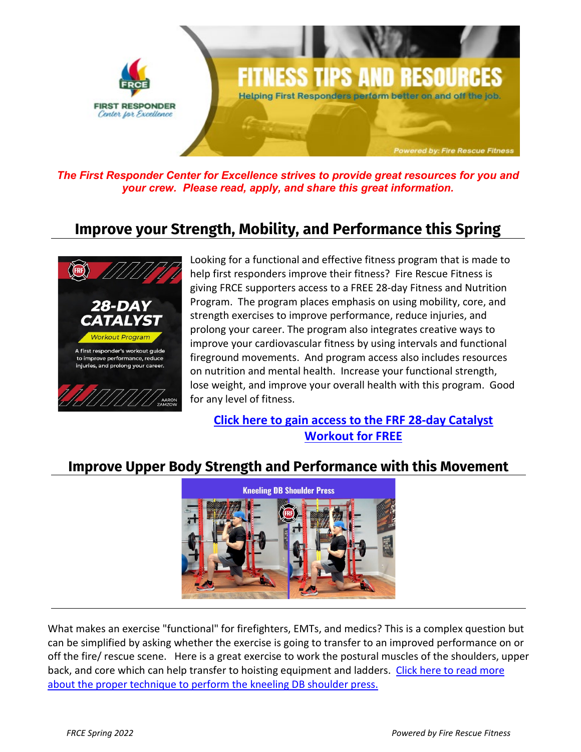# FITNESS TIPS AND RESOURCES

Helping First Responders perform better on and off the job.

Powered by: Fire Rescue Fitness

***The First Responder Center for Excellence strives to provide great resources for you and your crew. Please read, apply, and share this great information.***

## Improve your Strength, Mobility, and Performance this Spring

Looking for a functional and effective fitness program that is made to help first responders improve their fitness? Fire Rescue Fitness is giving FRCE supporters access to a FREE 28-day Fitness and Nutrition Program. The program places emphasis on using mobility, core, and strength exercises to improve performance, reduce injuries, and prolong your career. The program also integrates creative ways to improve your cardiovascular fitness by using intervals and functional fireground movements. And program access also includes resources on nutrition and mental health. Increase your functional strength, lose weight, and improve your overall health with this program. Good for any level of fitness.

**Click here to gain access to the FRF 28-day Catalyst Workout for FREE**

## Improve Upper Body Strength and Performance with this Movement

Kneeling DB Shoulder Press

What makes an exercise "functional" for firefighters, EMTs, and medics? This is a complex question but can be simplified by asking whether the exercise is going to transfer to an improved performance on or off the fire/ rescue scene. Here is a great exercise to work the postural muscles of the shoulders, upper back, and core which can help transfer to hoisting equipment and ladders. Click here to read more about the proper technique to perform the kneeling DB shoulder press.

*FRCE Spring 2022* *Powered by Fire Rescue Fitness*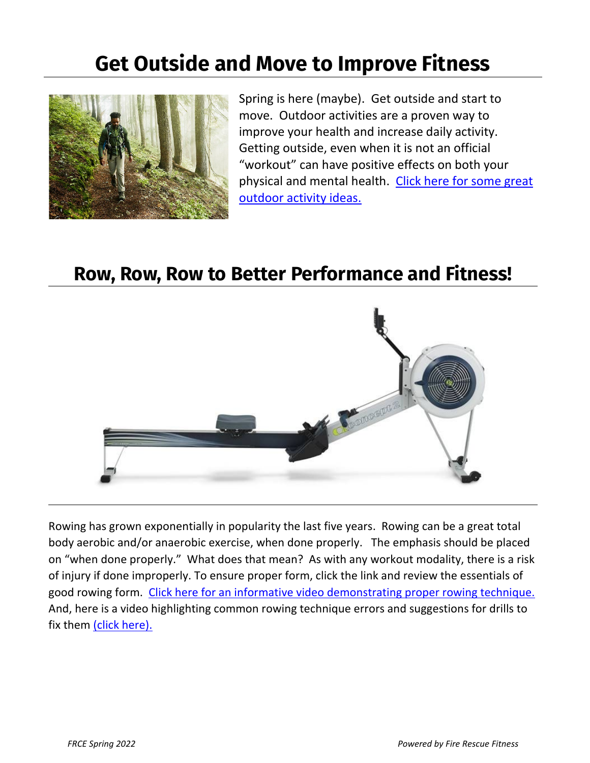# Get Outside and Move to Improve Fitness

Spring is here (maybe). Get outside and start to move. Outdoor activities are a proven way to improve your health and increase daily activity. Getting outside, even when it is not an official "workout" can have positive effects on both your physical and mental health. Click here for some great outdoor activity ideas.

# Row, Row, Row to Better Performance and Fitness!

Rowing has grown exponentially in popularity the last five years. Rowing can be a great total body aerobic and/or anaerobic exercise, when done properly. The emphasis should be placed on "when done properly." What does that mean? As with any workout modality, there is a risk of injury if done improperly. To ensure proper form, click the link and review the essentials of good rowing form. Click here for an informative video demonstrating proper rowing technique. And, here is a video highlighting common rowing technique errors and suggestions for drills to fix them (click here).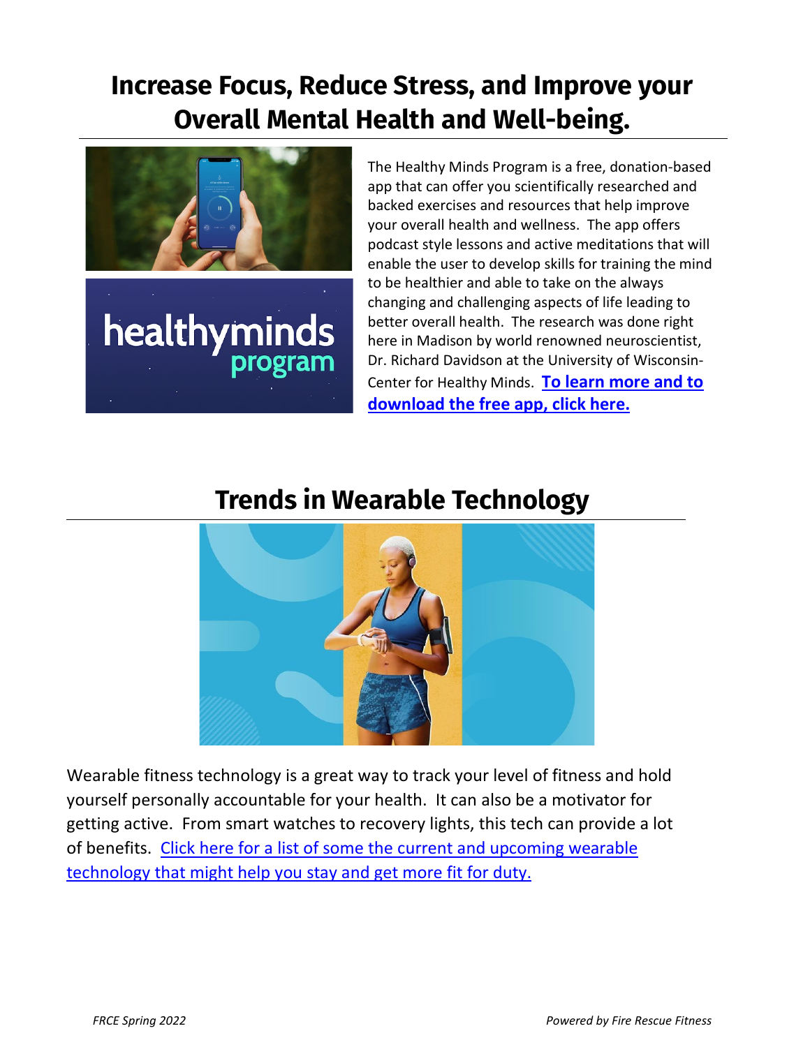# Increase Focus, Reduce Stress, and Improve your Overall Mental Health and Well-being.

The Healthy Minds Program is a free, donation-based app that can offer you scientifically researched and backed exercises and resources that help improve your overall health and wellness. The app offers podcast style lessons and active meditations that will enable the user to develop skills for training the mind to be healthier and able to take on the always changing and challenging aspects of life leading to better overall health. The research was done right here in Madison by world renowned neuroscientist, Dr. Richard Davidson at the University of Wisconsin-Center for Healthy Minds. **To learn more and to download the free app, click here.**

# Trends in Wearable Technology

Wearable fitness technology is a great way to track your level of fitness and hold yourself personally accountable for your health. It can also be a motivator for getting active. From smart watches to recovery lights, this tech can provide a lot of benefits. Click here for a list of some the current and upcoming wearable technology that might help you stay and get more fit for duty.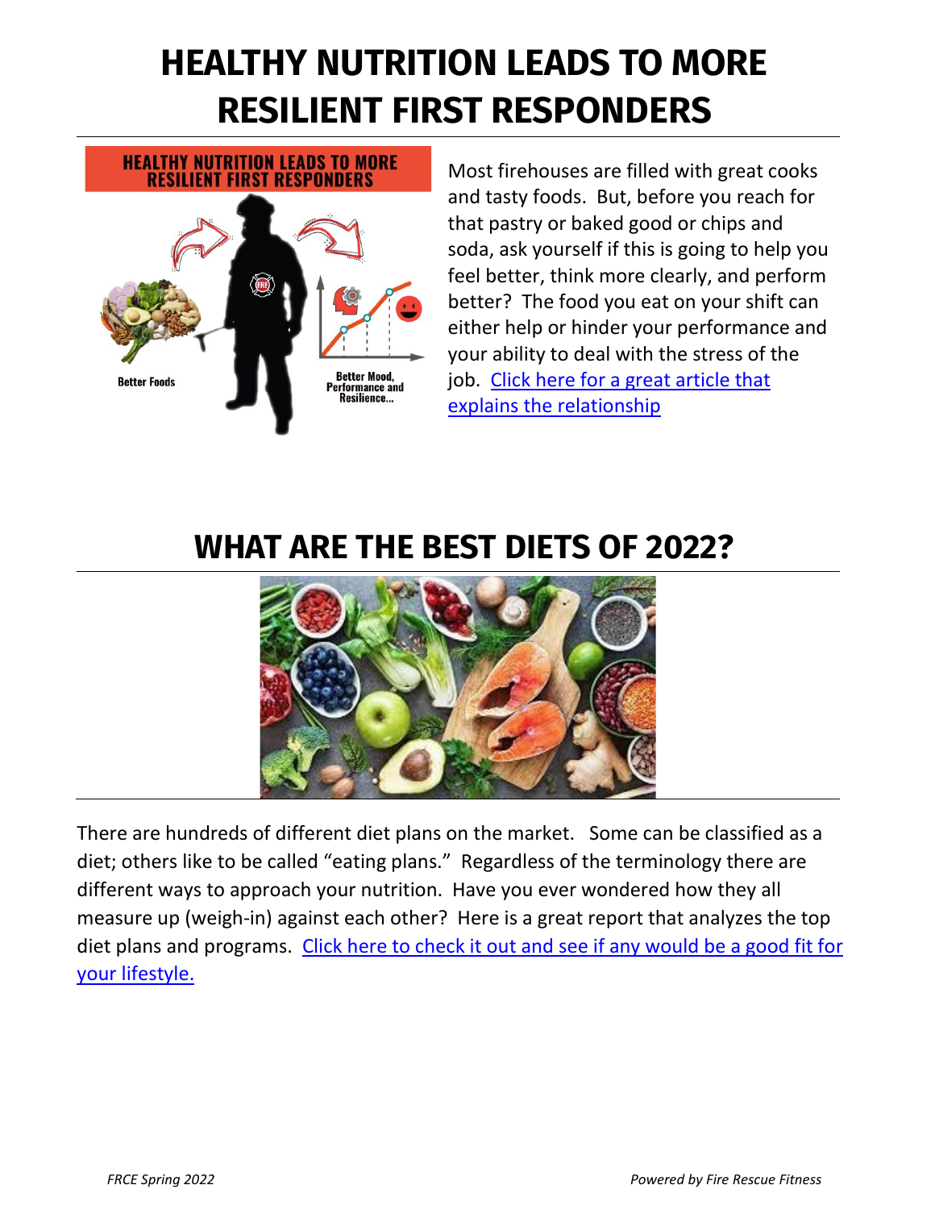# HEALTHY NUTRITION LEADS TO MORE RESILIENT FIRST RESPONDERS

Most firehouses are filled with great cooks and tasty foods. But, before you reach for that pastry or baked good or chips and soda, ask yourself if this is going to help you feel better, think more clearly, and perform better? The food you eat on your shift can either help or hinder your performance and your ability to deal with the stress of the job. Click here for a great article that explains the relationship

# WHAT ARE THE BEST DIETS OF 2022?

There are hundreds of different diet plans on the market. Some can be classified as a diet; others like to be called "eating plans." Regardless of the terminology there are different ways to approach your nutrition. Have you ever wondered how they all measure up (weigh-in) against each other? Here is a great report that analyzes the top diet plans and programs. Click here to check it out and see if any would be a good fit for your lifestyle.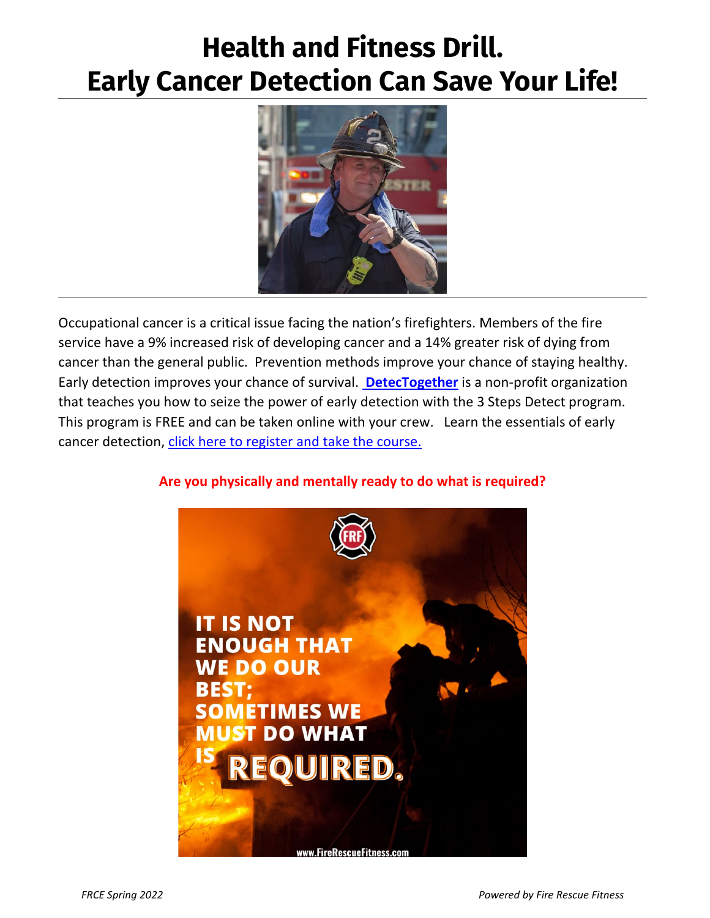# Health and Fitness Drill.
# Early Cancer Detection Can Save Your Life!

Occupational cancer is a critical issue facing the nation's firefighters. Members of the fire service have a 9% increased risk of developing cancer and a 14% greater risk of dying from cancer than the general public. Prevention methods improve your chance of staying healthy. Early detection improves your chance of survival. **DetecTogether** is a non-profit organization that teaches you how to seize the power of early detection with the 3 Steps Detect program. This program is FREE and can be taken online with your crew. Learn the essentials of early cancer detection, click here to register and take the course.

**Are you physically and mentally ready to do what is required?**